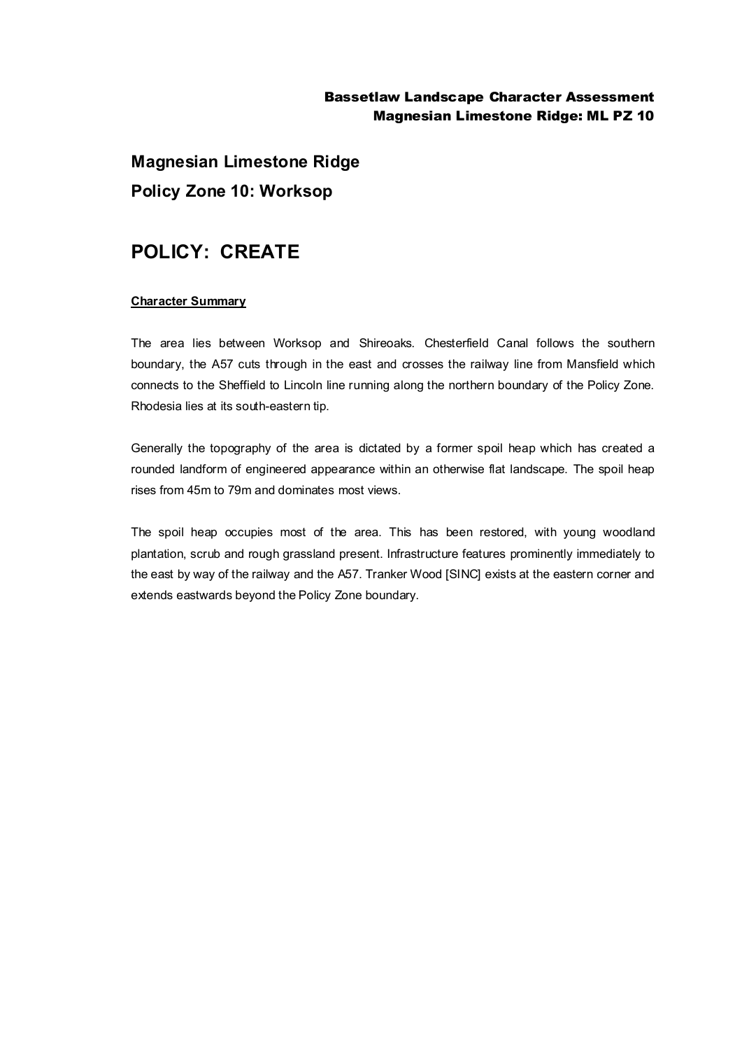# Magnesian Limestone Ridge

## Policy Zone 10: Worksop

# POLICY: CREATE

**Character Summary**

The area lies between Worksop and Shireoaks. Chesterfield Canal follows the southern boundary, the A57 cuts through in the east and crosses the railway line from Mansfield which connects to the Sheffield to Lincoln line running along the northern boundary of the Policy Zone. Rhodesia lies at its south-eastern tip.

Generally the topography of the area is dictated by a former spoil heap which has created a rounded landform of engineered appearance within an otherwise flat landscape. The spoil heap rises from 45m to 79m and dominates most views.

The spoil heap occupies most of the area. This has been restored, with young woodland plantation, scrub and rough grassland present. Infrastructure features prominently immediately to the east by way of the railway and the A57. Tranker Wood [SINC] exists at the eastern corner and extends eastwards beyond the Policy Zone boundary.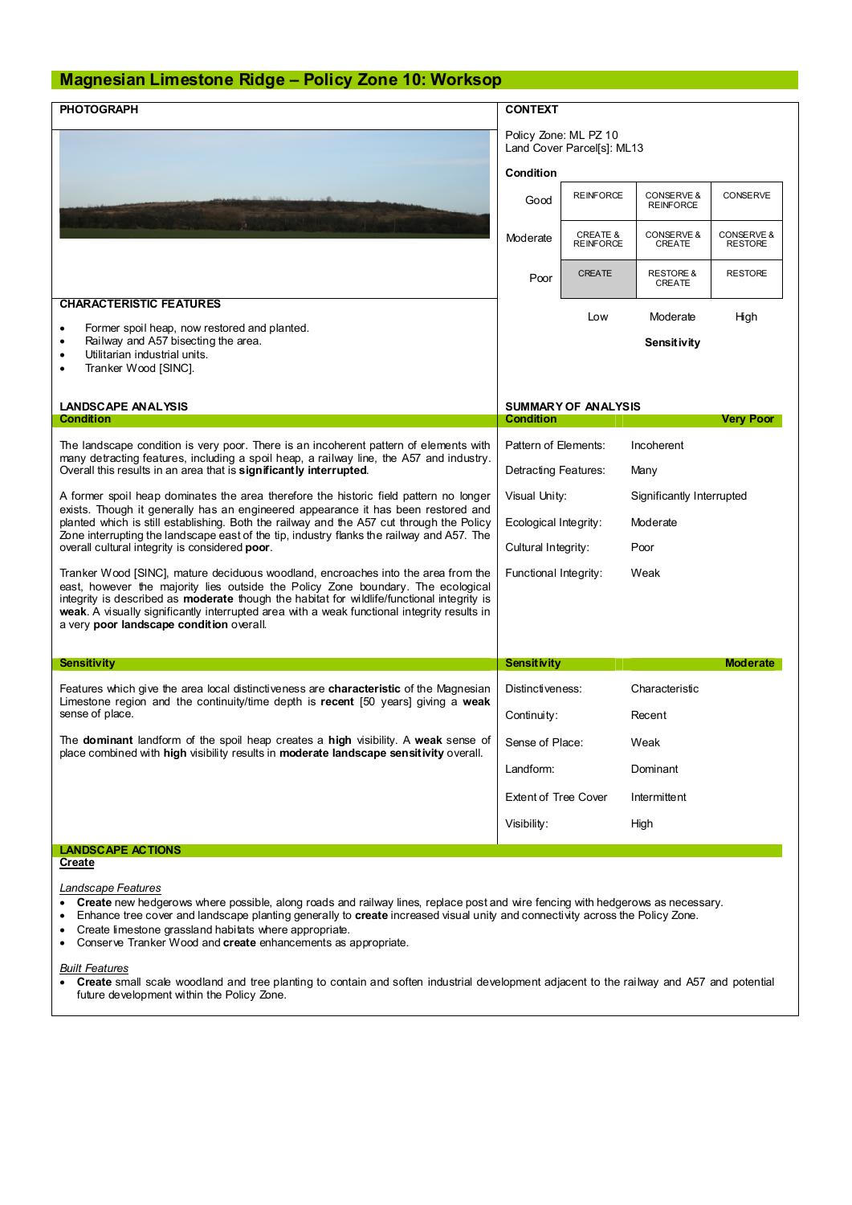# Magnesian Limestone Ridge – Policy Zone 10: Worksop

## PHOTOGRAPH

## CONTEXT

Policy Zone: ML PZ 10
Land Cover Parcel[s]: ML13

**Condition**

| | | | |
|---|---|---|---|
| Good | REINFORCE | CONSERVE & REINFORCE | CONSERVE |
| Moderate | CREATE & REINFORCE | CONSERVE & CREATE | CONSERVE & RESTORE |
| Poor | CREATE | RESTORE & CREATE | RESTORE |
| | Low | Moderate | High |

**Sensitivity**

## CHARACTERISTIC FEATURES

- Former spoil heap, now restored and planted.
- Railway and A57 bisecting the area.
- Utilitarian industrial units.
- Tranker Wood [SINC].

## LANDSCAPE ANALYSIS

### Condition

The landscape condition is very poor. There is an incoherent pattern of elements with many detracting features, including a spoil heap, a railway line, the A57 and industry. Overall this results in an area that is **significantly interrupted**.

A former spoil heap dominates the area therefore the historic field pattern no longer exists. Though it generally has an engineered appearance it has been restored and planted which is still establishing. Both the railway and the A57 cut through the Policy Zone interrupting the landscape east of the tip, industry flanks the railway and A57. The overall cultural integrity is considered **poor**.

Tranker Wood [SINC], mature deciduous woodland, encroaches into the area from the east, however the majority lies outside the Policy Zone boundary. The ecological integrity is described as **moderate** though the habitat for wildlife/functional integrity is **weak**. A visually significantly interrupted area with a weak functional integrity results in a very **poor landscape condition** overall.

### Sensitivity

Features which give the area local distinctiveness are **characteristic** of the Magnesian Limestone region and the continuity/time depth is **recent** [50 years] giving a **weak** sense of place.

The **dominant** landform of the spoil heap creates a **high** visibility. A **weak** sense of place combined with **high** visibility results in **moderate landscape sensitivity** overall.

## SUMMARY OF ANALYSIS

| Condition | Very Poor |
|---|---|
| Pattern of Elements: | Incoherent |
| Detracting Features: | Many |
| Visual Unity: | Significantly Interrupted |
| Ecological Integrity: | Moderate |
| Cultural Integrity: | Poor |
| Functional Integrity: | Weak |

| Sensitivity | Moderate |
|---|---|
| Distinctiveness: | Characteristic |
| Continuity: | Recent |
| Sense of Place: | Weak |
| Landform: | Dominant |
| Extent of Tree Cover | Intermittent |
| Visibility: | High |

## LANDSCAPE ACTIONS

**Create**

*Landscape Features*

- **Create** new hedgerows where possible, along roads and railway lines, replace post and wire fencing with hedgerows as necessary.
- Enhance tree cover and landscape planting generally to **create** increased visual unity and connectivity across the Policy Zone.
- Create limestone grassland habitats where appropriate.
- Conserve Tranker Wood and **create** enhancements as appropriate.

*Built Features*

- **Create** small scale woodland and tree planting to contain and soften industrial development adjacent to the railway and A57 and potential future development within the Policy Zone.